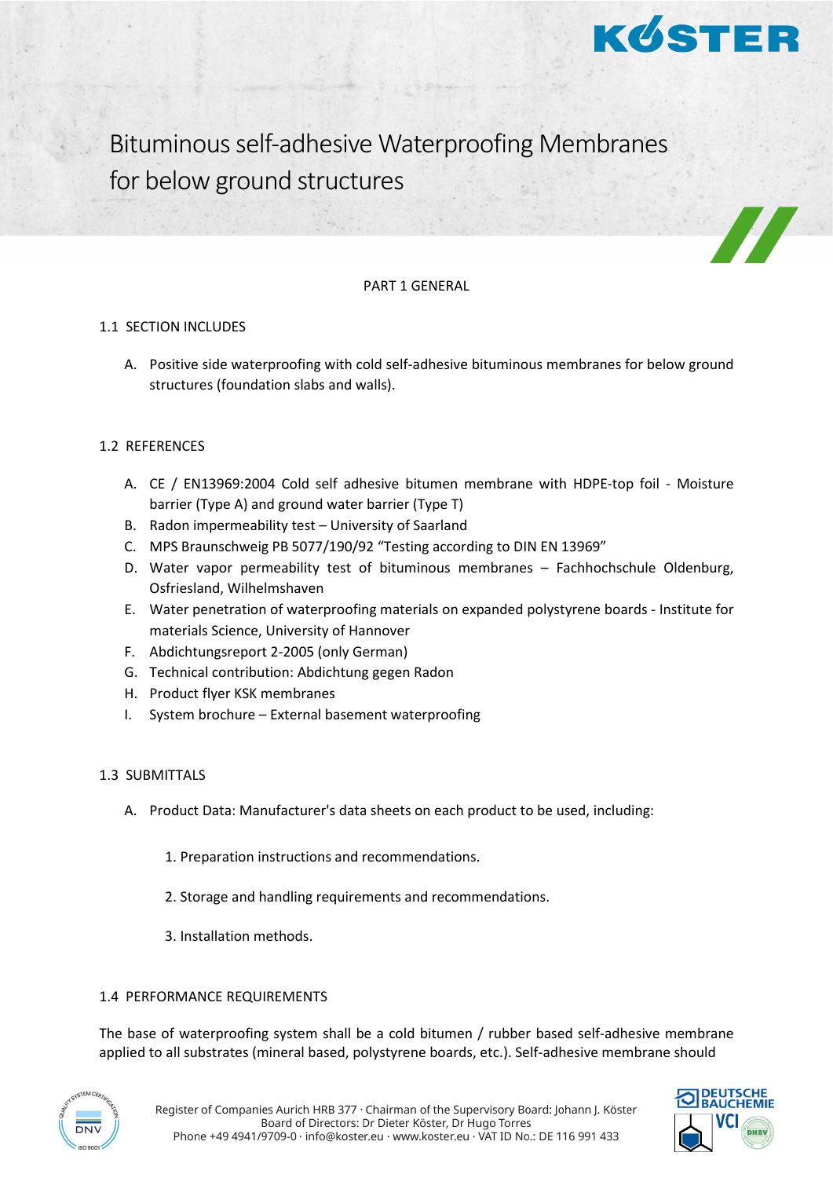# Bituminous self-adhesive Waterproofing Membranes for below ground structures

## PART 1 GENERAL

### 1.1 SECTION INCLUDES

A. Positive side waterproofing with cold self-adhesive bituminous membranes for below ground structures (foundation slabs and walls).

### 1.2 REFERENCES

A. CE / EN13969:2004 Cold self adhesive bitumen membrane with HDPE-top foil - Moisture barrier (Type A) and ground water barrier (Type T)
B. Radon impermeability test – University of Saarland
C. MPS Braunschweig PB 5077/190/92 "Testing according to DIN EN 13969"
D. Water vapor permeability test of bituminous membranes – Fachhochschule Oldenburg, Osfriesland, Wilhelmshaven
E. Water penetration of waterproofing materials on expanded polystyrene boards - Institute for materials Science, University of Hannover
F. Abdichtungsreport 2-2005 (only German)
G. Technical contribution: Abdichtung gegen Radon
H. Product flyer KSK membranes
I. System brochure – External basement waterproofing

### 1.3 SUBMITTALS

A. Product Data: Manufacturer's data sheets on each product to be used, including:

1. Preparation instructions and recommendations.
2. Storage and handling requirements and recommendations.
3. Installation methods.

### 1.4 PERFORMANCE REQUIREMENTS

The base of waterproofing system shall be a cold bitumen / rubber based self-adhesive membrane applied to all substrates (mineral based, polystyrene boards, etc.). Self-adhesive membrane should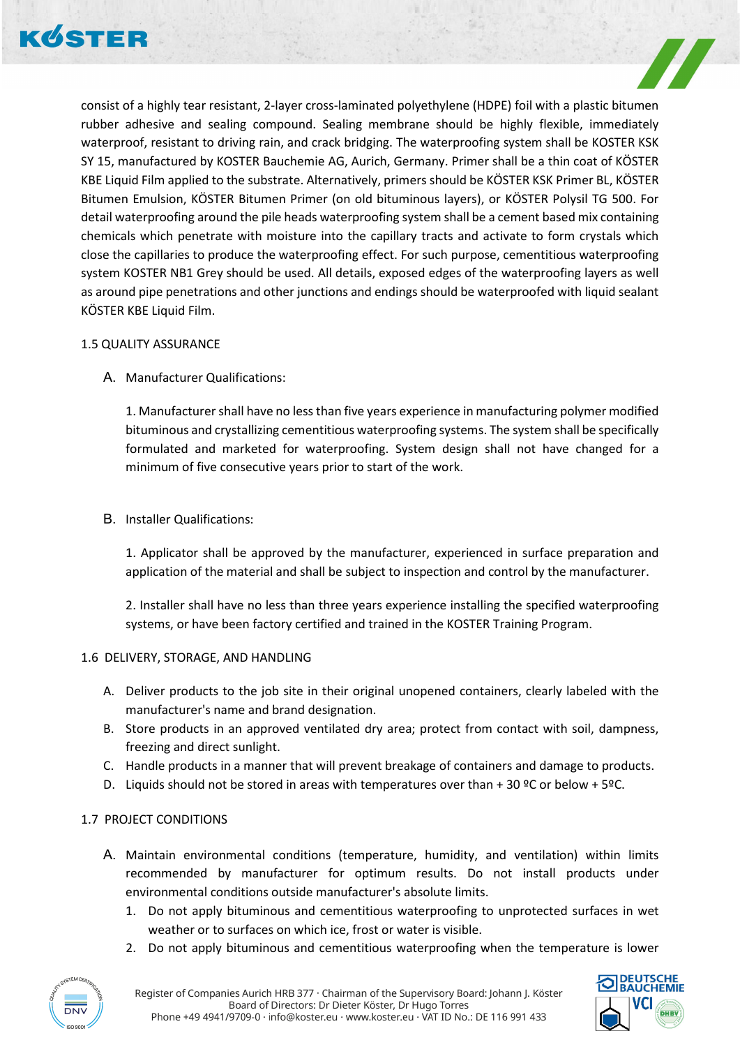consist of a highly tear resistant, 2-layer cross-laminated polyethylene (HDPE) foil with a plastic bitumen rubber adhesive and sealing compound. Sealing membrane should be highly flexible, immediately waterproof, resistant to driving rain, and crack bridging. The waterproofing system shall be KOSTER KSK SY 15, manufactured by KOSTER Bauchemie AG, Aurich, Germany. Primer shall be a thin coat of KÖSTER KBE Liquid Film applied to the substrate. Alternatively, primers should be KÖSTER KSK Primer BL, KÖSTER Bitumen Emulsion, KÖSTER Bitumen Primer (on old bituminous layers), or KÖSTER Polysil TG 500. For detail waterproofing around the pile heads waterproofing system shall be a cement based mix containing chemicals which penetrate with moisture into the capillary tracts and activate to form crystals which close the capillaries to produce the waterproofing effect. For such purpose, cementitious waterproofing system KOSTER NB1 Grey should be used. All details, exposed edges of the waterproofing layers as well as around pipe penetrations and other junctions and endings should be waterproofed with liquid sealant KÖSTER KBE Liquid Film.

1.5 QUALITY ASSURANCE

A. Manufacturer Qualifications:

1. Manufacturer shall have no less than five years experience in manufacturing polymer modified bituminous and crystallizing cementitious waterproofing systems. The system shall be specifically formulated and marketed for waterproofing. System design shall not have changed for a minimum of five consecutive years prior to start of the work.

B. Installer Qualifications:

1. Applicator shall be approved by the manufacturer, experienced in surface preparation and application of the material and shall be subject to inspection and control by the manufacturer.

2. Installer shall have no less than three years experience installing the specified waterproofing systems, or have been factory certified and trained in the KOSTER Training Program.

1.6 DELIVERY, STORAGE, AND HANDLING

A. Deliver products to the job site in their original unopened containers, clearly labeled with the manufacturer's name and brand designation.
B. Store products in an approved ventilated dry area; protect from contact with soil, dampness, freezing and direct sunlight.
C. Handle products in a manner that will prevent breakage of containers and damage to products.
D. Liquids should not be stored in areas with temperatures over than + 30 ºC or below + 5ºC.

1.7 PROJECT CONDITIONS

A. Maintain environmental conditions (temperature, humidity, and ventilation) within limits recommended by manufacturer for optimum results. Do not install products under environmental conditions outside manufacturer's absolute limits.
   1. Do not apply bituminous and cementitious waterproofing to unprotected surfaces in wet weather or to surfaces on which ice, frost or water is visible.
   2. Do not apply bituminous and cementitious waterproofing when the temperature is lower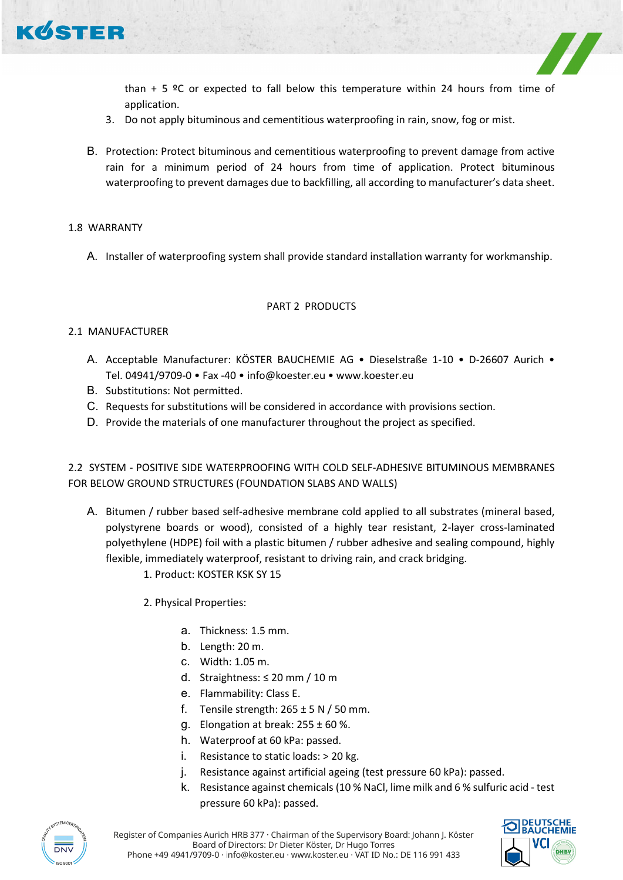than + 5 ºC or expected to fall below this temperature within 24 hours from time of application.

3. Do not apply bituminous and cementitious waterproofing in rain, snow, fog or mist.

B. Protection: Protect bituminous and cementitious waterproofing to prevent damage from active rain for a minimum period of 24 hours from time of application. Protect bituminous waterproofing to prevent damages due to backfilling, all according to manufacturer's data sheet.

## 1.8 WARRANTY

A. Installer of waterproofing system shall provide standard installation warranty for workmanship.

# PART 2 PRODUCTS

## 2.1 MANUFACTURER

A. Acceptable Manufacturer: KÖSTER BAUCHEMIE AG • Dieselstraße 1-10 • D-26607 Aurich • Tel. 04941/9709-0 • Fax -40 • info@koester.eu • www.koester.eu

B. Substitutions: Not permitted.

C. Requests for substitutions will be considered in accordance with provisions section.

D. Provide the materials of one manufacturer throughout the project as specified.

## 2.2 SYSTEM - POSITIVE SIDE WATERPROOFING WITH COLD SELF-ADHESIVE BITUMINOUS MEMBRANES FOR BELOW GROUND STRUCTURES (FOUNDATION SLABS AND WALLS)

A. Bitumen / rubber based self-adhesive membrane cold applied to all substrates (mineral based, polystyrene boards or wood), consisted of a highly tear resistant, 2-layer cross-laminated polyethylene (HDPE) foil with a plastic bitumen / rubber adhesive and sealing compound, highly flexible, immediately waterproof, resistant to driving rain, and crack bridging.

1. Product: KOSTER KSK SY 15

2. Physical Properties:

   a. Thickness: 1.5 mm.
   b. Length: 20 m.
   c. Width: 1.05 m.
   d. Straightness: ≤ 20 mm / 10 m
   e. Flammability: Class E.
   f. Tensile strength: 265 ± 5 N / 50 mm.
   g. Elongation at break: 255 ± 60 %.
   h. Waterproof at 60 kPa: passed.
   i. Resistance to static loads: > 20 kg.
   j. Resistance against artificial ageing (test pressure 60 kPa): passed.
   k. Resistance against chemicals (10 % NaCl, lime milk and 6 % sulfuric acid - test pressure 60 kPa): passed.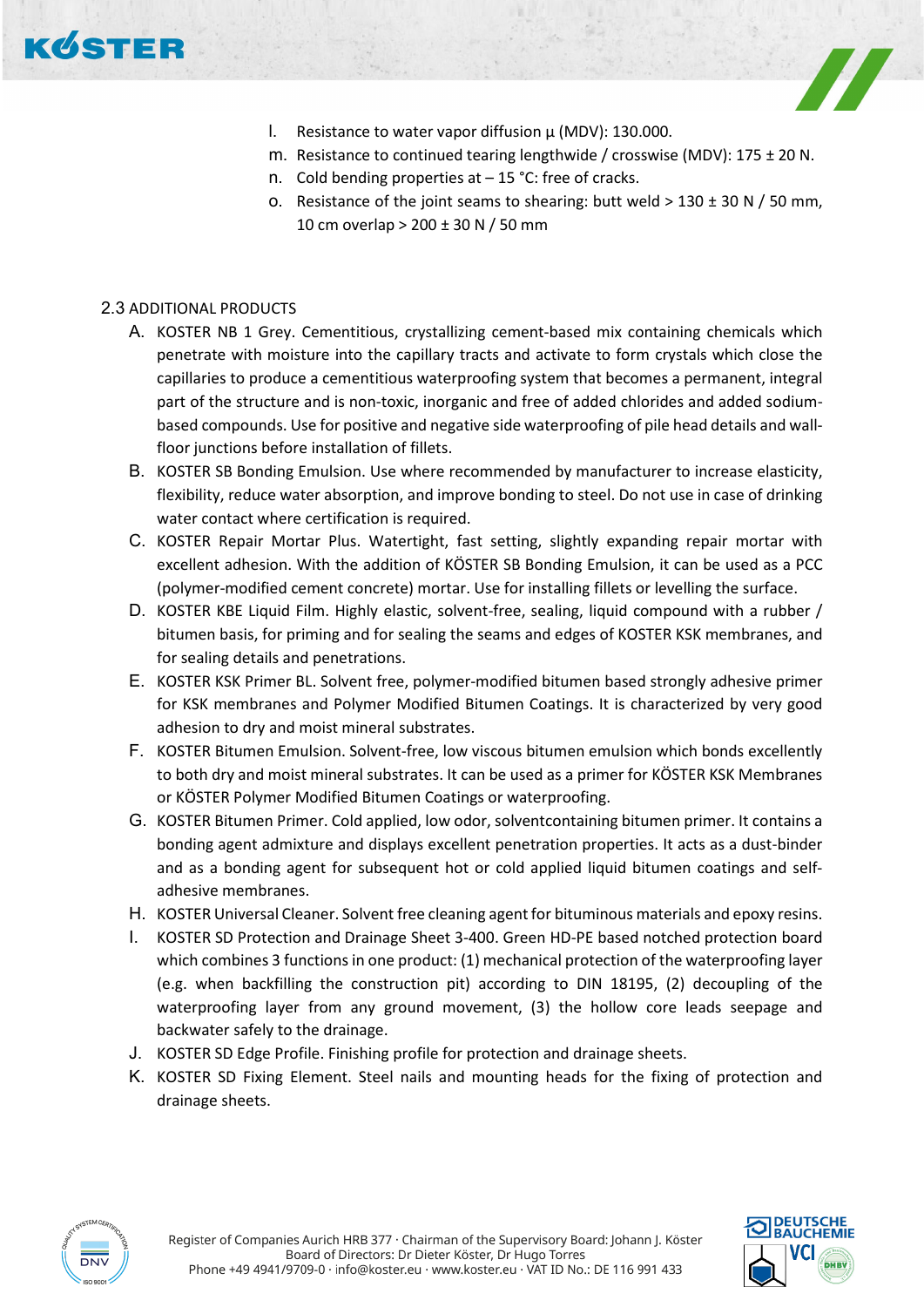l. Resistance to water vapor diffusion µ (MDV): 130.000.
m. Resistance to continued tearing lengthwide / crosswise (MDV): 175 ± 20 N.
n. Cold bending properties at – 15 °C: free of cracks.
o. Resistance of the joint seams to shearing: butt weld > 130 ± 30 N / 50 mm, 10 cm overlap > 200 ± 30 N / 50 mm

## 2.3 ADDITIONAL PRODUCTS

A. KOSTER NB 1 Grey. Cementitious, crystallizing cement-based mix containing chemicals which penetrate with moisture into the capillary tracts and activate to form crystals which close the capillaries to produce a cementitious waterproofing system that becomes a permanent, integral part of the structure and is non-toxic, inorganic and free of added chlorides and added sodium-based compounds. Use for positive and negative side waterproofing of pile head details and wall-floor junctions before installation of fillets.

B. KOSTER SB Bonding Emulsion. Use where recommended by manufacturer to increase elasticity, flexibility, reduce water absorption, and improve bonding to steel. Do not use in case of drinking water contact where certification is required.

C. KOSTER Repair Mortar Plus. Watertight, fast setting, slightly expanding repair mortar with excellent adhesion. With the addition of KÖSTER SB Bonding Emulsion, it can be used as a PCC (polymer-modified cement concrete) mortar. Use for installing fillets or levelling the surface.

D. KOSTER KBE Liquid Film. Highly elastic, solvent-free, sealing, liquid compound with a rubber / bitumen basis, for priming and for sealing the seams and edges of KOSTER KSK membranes, and for sealing details and penetrations.

E. KOSTER KSK Primer BL. Solvent free, polymer-modified bitumen based strongly adhesive primer for KSK membranes and Polymer Modified Bitumen Coatings. It is characterized by very good adhesion to dry and moist mineral substrates.

F. KOSTER Bitumen Emulsion. Solvent-free, low viscous bitumen emulsion which bonds excellently to both dry and moist mineral substrates. It can be used as a primer for KÖSTER KSK Membranes or KÖSTER Polymer Modified Bitumen Coatings or waterproofing.

G. KOSTER Bitumen Primer. Cold applied, low odor, solventcontaining bitumen primer. It contains a bonding agent admixture and displays excellent penetration properties. It acts as a dust-binder and as a bonding agent for subsequent hot or cold applied liquid bitumen coatings and self-adhesive membranes.

H. KOSTER Universal Cleaner. Solvent free cleaning agent for bituminous materials and epoxy resins.

I. KOSTER SD Protection and Drainage Sheet 3-400. Green HD-PE based notched protection board which combines 3 functions in one product: (1) mechanical protection of the waterproofing layer (e.g. when backfilling the construction pit) according to DIN 18195, (2) decoupling of the waterproofing layer from any ground movement, (3) the hollow core leads seepage and backwater safely to the drainage.

J. KOSTER SD Edge Profile. Finishing profile for protection and drainage sheets.

K. KOSTER SD Fixing Element. Steel nails and mounting heads for the fixing of protection and drainage sheets.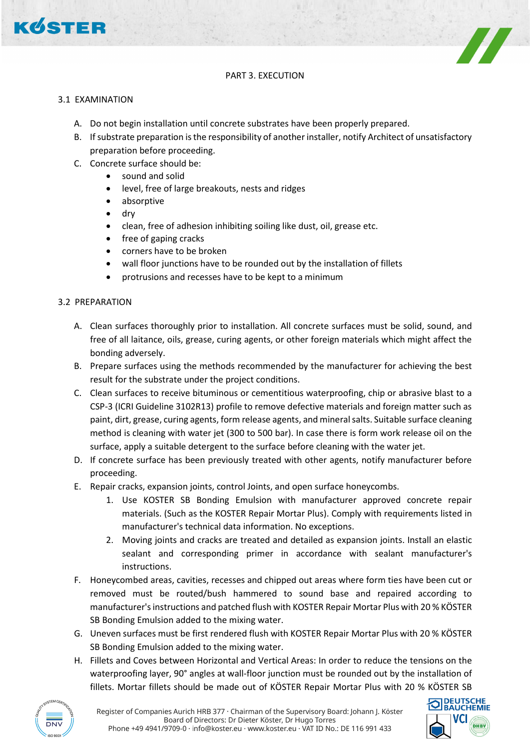## PART 3. EXECUTION

### 3.1 EXAMINATION

A. Do not begin installation until concrete substrates have been properly prepared.

B. If substrate preparation is the responsibility of another installer, notify Architect of unsatisfactory preparation before proceeding.

C. Concrete surface should be:

- sound and solid
- level, free of large breakouts, nests and ridges
- absorptive
- dry
- clean, free of adhesion inhibiting soiling like dust, oil, grease etc.
- free of gaping cracks
- corners have to be broken
- wall floor junctions have to be rounded out by the installation of fillets
- protrusions and recesses have to be kept to a minimum

### 3.2 PREPARATION

A. Clean surfaces thoroughly prior to installation. All concrete surfaces must be solid, sound, and free of all laitance, oils, grease, curing agents, or other foreign materials which might affect the bonding adversely.

B. Prepare surfaces using the methods recommended by the manufacturer for achieving the best result for the substrate under the project conditions.

C. Clean surfaces to receive bituminous or cementitious waterproofing, chip or abrasive blast to a CSP-3 (ICRI Guideline 3102R13) profile to remove defective materials and foreign matter such as paint, dirt, grease, curing agents, form release agents, and mineral salts. Suitable surface cleaning method is cleaning with water jet (300 to 500 bar). In case there is form work release oil on the surface, apply a suitable detergent to the surface before cleaning with the water jet.

D. If concrete surface has been previously treated with other agents, notify manufacturer before proceeding.

E. Repair cracks, expansion joints, control Joints, and open surface honeycombs.

1. Use KOSTER SB Bonding Emulsion with manufacturer approved concrete repair materials. (Such as the KOSTER Repair Mortar Plus). Comply with requirements listed in manufacturer's technical data information. No exceptions.
2. Moving joints and cracks are treated and detailed as expansion joints. Install an elastic sealant and corresponding primer in accordance with sealant manufacturer's instructions.

F. Honeycombed areas, cavities, recesses and chipped out areas where form ties have been cut or removed must be routed/bush hammered to sound base and repaired according to manufacturer's instructions and patched flush with KOSTER Repair Mortar Plus with 20 % KÖSTER SB Bonding Emulsion added to the mixing water.

G. Uneven surfaces must be first rendered flush with KOSTER Repair Mortar Plus with 20 % KÖSTER SB Bonding Emulsion added to the mixing water.

H. Fillets and Coves between Horizontal and Vertical Areas: In order to reduce the tensions on the waterproofing layer, 90° angles at wall-floor junction must be rounded out by the installation of fillets. Mortar fillets should be made out of KÖSTER Repair Mortar Plus with 20 % KÖSTER SB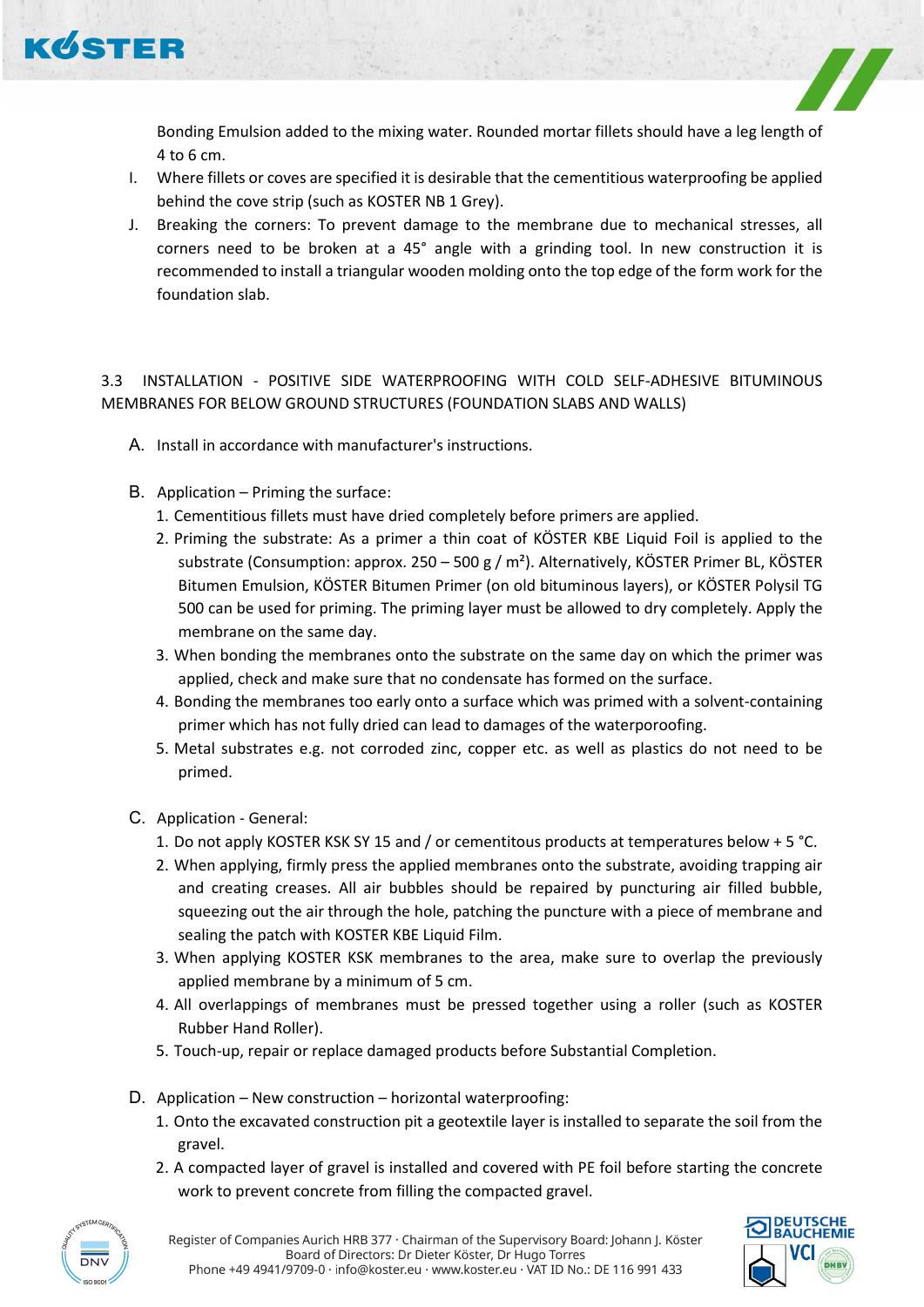Bonding Emulsion added to the mixing water. Rounded mortar fillets should have a leg length of 4 to 6 cm.

I. Where fillets or coves are specified it is desirable that the cementitious waterproofing be applied behind the cove strip (such as KOSTER NB 1 Grey).

J. Breaking the corners: To prevent damage to the membrane due to mechanical stresses, all corners need to be broken at a 45° angle with a grinding tool. In new construction it is recommended to install a triangular wooden molding onto the top edge of the form work for the foundation slab.

## 3.3 INSTALLATION - POSITIVE SIDE WATERPROOFING WITH COLD SELF-ADHESIVE BITUMINOUS MEMBRANES FOR BELOW GROUND STRUCTURES (FOUNDATION SLABS AND WALLS)

A. Install in accordance with manufacturer's instructions.

B. Application – Priming the surface:
1. Cementitious fillets must have dried completely before primers are applied.
2. Priming the substrate: As a primer a thin coat of KÖSTER KBE Liquid Foil is applied to the substrate (Consumption: approx. 250 – 500 g / m²). Alternatively, KÖSTER Primer BL, KÖSTER Bitumen Emulsion, KÖSTER Bitumen Primer (on old bituminous layers), or KÖSTER Polysil TG 500 can be used for priming. The priming layer must be allowed to dry completely. Apply the membrane on the same day.
3. When bonding the membranes onto the substrate on the same day on which the primer was applied, check and make sure that no condensate has formed on the surface.
4. Bonding the membranes too early onto a surface which was primed with a solvent-containing primer which has not fully dried can lead to damages of the waterporoofing.
5. Metal substrates e.g. not corroded zinc, copper etc. as well as plastics do not need to be primed.

C. Application - General:
1. Do not apply KOSTER KSK SY 15 and / or cementitous products at temperatures below + 5 °C.
2. When applying, firmly press the applied membranes onto the substrate, avoiding trapping air and creating creases. All air bubbles should be repaired by puncturing air filled bubble, squeezing out the air through the hole, patching the puncture with a piece of membrane and sealing the patch with KOSTER KBE Liquid Film.
3. When applying KOSTER KSK membranes to the area, make sure to overlap the previously applied membrane by a minimum of 5 cm.
4. All overlappings of membranes must be pressed together using a roller (such as KOSTER Rubber Hand Roller).
5. Touch-up, repair or replace damaged products before Substantial Completion.

D. Application – New construction – horizontal waterproofing:
1. Onto the excavated construction pit a geotextile layer is installed to separate the soil from the gravel.
2. A compacted layer of gravel is installed and covered with PE foil before starting the concrete work to prevent concrete from filling the compacted gravel.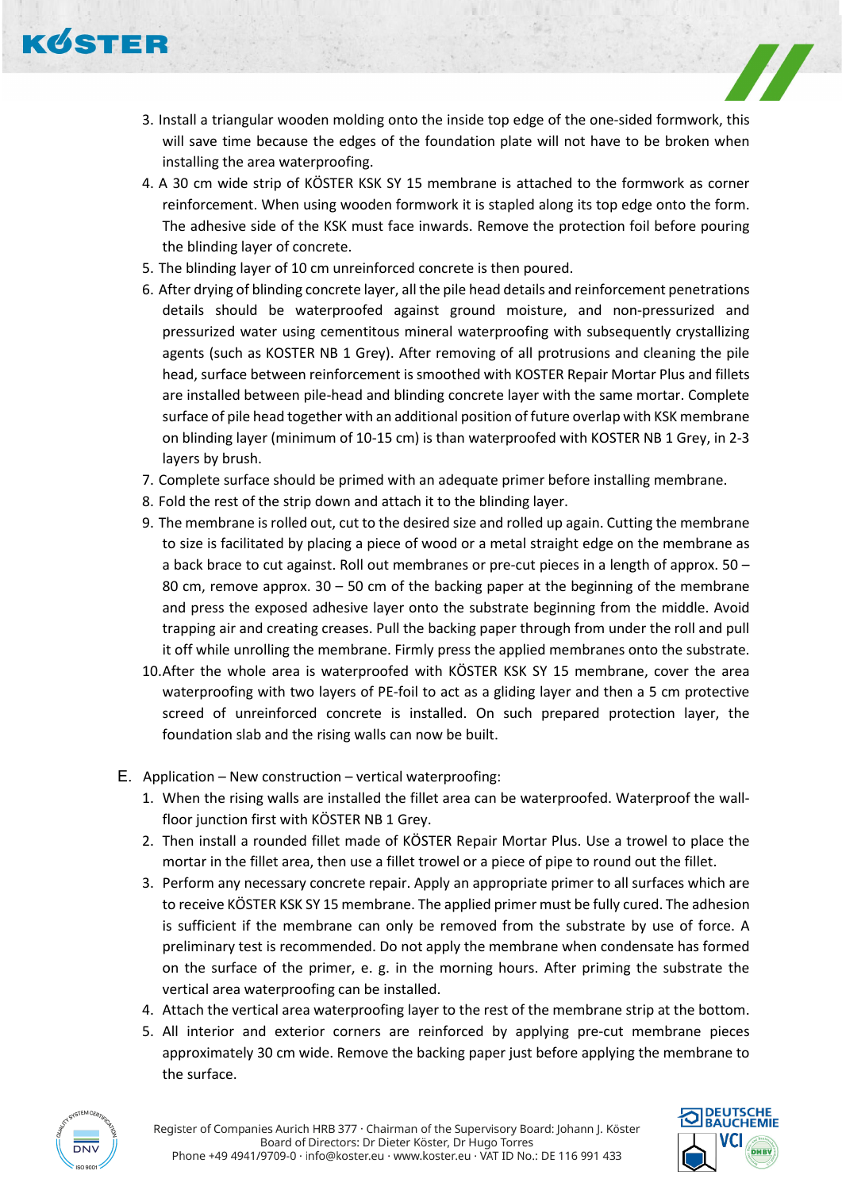3. Install a triangular wooden molding onto the inside top edge of the one-sided formwork, this will save time because the edges of the foundation plate will not have to be broken when installing the area waterproofing.
4. A 30 cm wide strip of KÖSTER KSK SY 15 membrane is attached to the formwork as corner reinforcement. When using wooden formwork it is stapled along its top edge onto the form. The adhesive side of the KSK must face inwards. Remove the protection foil before pouring the blinding layer of concrete.
5. The blinding layer of 10 cm unreinforced concrete is then poured.
6. After drying of blinding concrete layer, all the pile head details and reinforcement penetrations details should be waterproofed against ground moisture, and non-pressurized and pressurized water using cementitous mineral waterproofing with subsequently crystallizing agents (such as KOSTER NB 1 Grey). After removing of all protrusions and cleaning the pile head, surface between reinforcement is smoothed with KOSTER Repair Mortar Plus and fillets are installed between pile-head and blinding concrete layer with the same mortar. Complete surface of pile head together with an additional position of future overlap with KSK membrane on blinding layer (minimum of 10-15 cm) is than waterproofed with KOSTER NB 1 Grey, in 2-3 layers by brush.
7. Complete surface should be primed with an adequate primer before installing membrane.
8. Fold the rest of the strip down and attach it to the blinding layer.
9. The membrane is rolled out, cut to the desired size and rolled up again. Cutting the membrane to size is facilitated by placing a piece of wood or a metal straight edge on the membrane as a back brace to cut against. Roll out membranes or pre-cut pieces in a length of approx. 50 – 80 cm, remove approx. 30 – 50 cm of the backing paper at the beginning of the membrane and press the exposed adhesive layer onto the substrate beginning from the middle. Avoid trapping air and creating creases. Pull the backing paper through from under the roll and pull it off while unrolling the membrane. Firmly press the applied membranes onto the substrate.
10. After the whole area is waterproofed with KÖSTER KSK SY 15 membrane, cover the area waterproofing with two layers of PE-foil to act as a gliding layer and then a 5 cm protective screed of unreinforced concrete is installed. On such prepared protection layer, the foundation slab and the rising walls can now be built.

E. Application – New construction – vertical waterproofing:

1. When the rising walls are installed the fillet area can be waterproofed. Waterproof the wall-floor junction first with KÖSTER NB 1 Grey.
2. Then install a rounded fillet made of KÖSTER Repair Mortar Plus. Use a trowel to place the mortar in the fillet area, then use a fillet trowel or a piece of pipe to round out the fillet.
3. Perform any necessary concrete repair. Apply an appropriate primer to all surfaces which are to receive KÖSTER KSK SY 15 membrane. The applied primer must be fully cured. The adhesion is sufficient if the membrane can only be removed from the substrate by use of force. A preliminary test is recommended. Do not apply the membrane when condensate has formed on the surface of the primer, e. g. in the morning hours. After priming the substrate the vertical area waterproofing can be installed.
4. Attach the vertical area waterproofing layer to the rest of the membrane strip at the bottom.
5. All interior and exterior corners are reinforced by applying pre-cut membrane pieces approximately 30 cm wide. Remove the backing paper just before applying the membrane to the surface.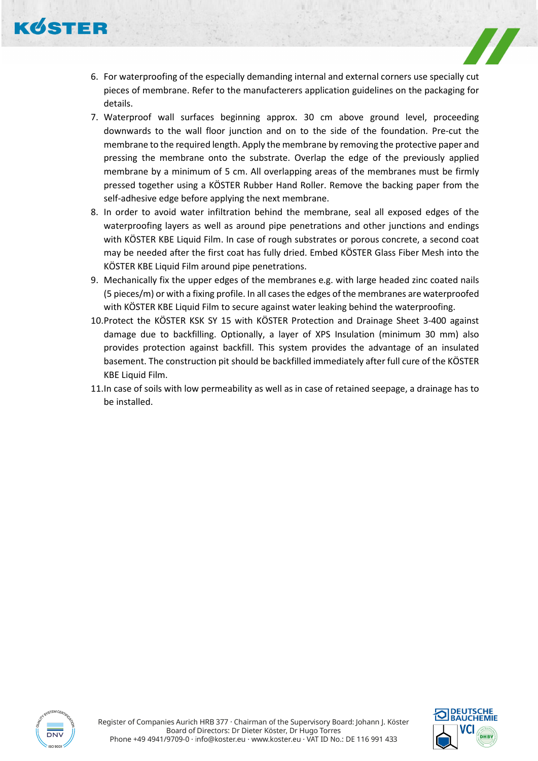6. For waterproofing of the especially demanding internal and external corners use specially cut pieces of membrane. Refer to the manufacterers application guidelines on the packaging for details.
7. Waterproof wall surfaces beginning approx. 30 cm above ground level, proceeding downwards to the wall floor junction and on to the side of the foundation. Pre-cut the membrane to the required length. Apply the membrane by removing the protective paper and pressing the membrane onto the substrate. Overlap the edge of the previously applied membrane by a minimum of 5 cm. All overlapping areas of the membranes must be firmly pressed together using a KÖSTER Rubber Hand Roller. Remove the backing paper from the self-adhesive edge before applying the next membrane.
8. In order to avoid water infiltration behind the membrane, seal all exposed edges of the waterproofing layers as well as around pipe penetrations and other junctions and endings with KÖSTER KBE Liquid Film. In case of rough substrates or porous concrete, a second coat may be needed after the first coat has fully dried. Embed KÖSTER Glass Fiber Mesh into the KÖSTER KBE Liquid Film around pipe penetrations.
9. Mechanically fix the upper edges of the membranes e.g. with large headed zinc coated nails (5 pieces/m) or with a fixing profile. In all cases the edges of the membranes are waterproofed with KÖSTER KBE Liquid Film to secure against water leaking behind the waterproofing.
10. Protect the KÖSTER KSK SY 15 with KÖSTER Protection and Drainage Sheet 3-400 against damage due to backfilling. Optionally, a layer of XPS Insulation (minimum 30 mm) also provides protection against backfill. This system provides the advantage of an insulated basement. The construction pit should be backfilled immediately after full cure of the KÖSTER KBE Liquid Film.
11. In case of soils with low permeability as well as in case of retained seepage, a drainage has to be installed.